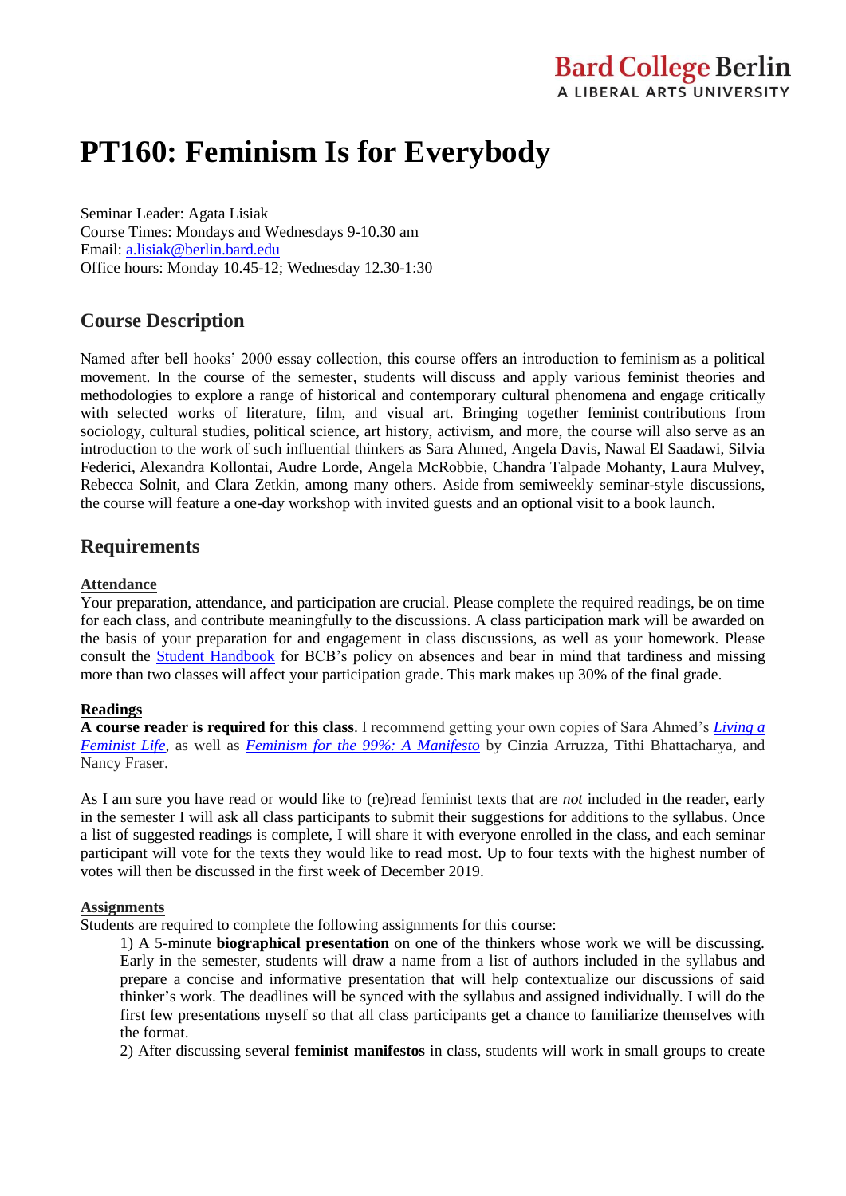Bard College Berlin
A LIBERAL ARTS UNIVERSITY

# PT160: Feminism Is for Everybody

Seminar Leader: Agata Lisiak
Course Times: Mondays and Wednesdays 9-10.30 am
Email: a.lisiak@berlin.bard.edu
Office hours: Monday 10.45-12; Wednesday 12.30-1:30

## Course Description

Named after bell hooks' 2000 essay collection, this course offers an introduction to feminism as a political movement. In the course of the semester, students will discuss and apply various feminist theories and methodologies to explore a range of historical and contemporary cultural phenomena and engage critically with selected works of literature, film, and visual art. Bringing together feminist contributions from sociology, cultural studies, political science, art history, activism, and more, the course will also serve as an introduction to the work of such influential thinkers as Sara Ahmed, Angela Davis, Nawal El Saadawi, Silvia Federici, Alexandra Kollontai, Audre Lorde, Angela McRobbie, Chandra Talpade Mohanty, Laura Mulvey, Rebecca Solnit, and Clara Zetkin, among many others. Aside from semiweekly seminar-style discussions, the course will feature a one-day workshop with invited guests and an optional visit to a book launch.

## Requirements

**Attendance**
Your preparation, attendance, and participation are crucial. Please complete the required readings, be on time for each class, and contribute meaningfully to the discussions. A class participation mark will be awarded on the basis of your preparation for and engagement in class discussions, as well as your homework. Please consult the Student Handbook for BCB's policy on absences and bear in mind that tardiness and missing more than two classes will affect your participation grade. This mark makes up 30% of the final grade.

**Readings**
**A course reader is required for this class**. I recommend getting your own copies of Sara Ahmed's *Living a Feminist Life*, as well as *Feminism for the 99%: A Manifesto* by Cinzia Arruzza, Tithi Bhattacharya, and Nancy Fraser.

As I am sure you have read or would like to (re)read feminist texts that are *not* included in the reader, early in the semester I will ask all class participants to submit their suggestions for additions to the syllabus. Once a list of suggested readings is complete, I will share it with everyone enrolled in the class, and each seminar participant will vote for the texts they would like to read most. Up to four texts with the highest number of votes will then be discussed in the first week of December 2019.

**Assignments**
Students are required to complete the following assignments for this course:

1) A 5-minute **biographical presentation** on one of the thinkers whose work we will be discussing. Early in the semester, students will draw a name from a list of authors included in the syllabus and prepare a concise and informative presentation that will help contextualize our discussions of said thinker's work. The deadlines will be synced with the syllabus and assigned individually. I will do the first few presentations myself so that all class participants get a chance to familiarize themselves with the format.

2) After discussing several **feminist manifestos** in class, students will work in small groups to create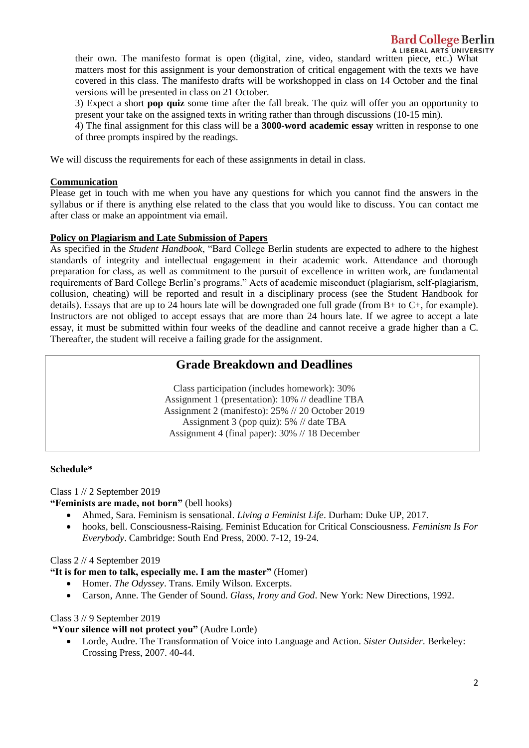their own. The manifesto format is open (digital, zine, video, standard written piece, etc.) What matters most for this assignment is your demonstration of critical engagement with the texts we have covered in this class. The manifesto drafts will be workshopped in class on 14 October and the final versions will be presented in class on 21 October.

3) Expect a short **pop quiz** some time after the fall break. The quiz will offer you an opportunity to present your take on the assigned texts in writing rather than through discussions (10-15 min).

4) The final assignment for this class will be a **3000-word academic essay** written in response to one of three prompts inspired by the readings.

We will discuss the requirements for each of these assignments in detail in class.

**Communication**

Please get in touch with me when you have any questions for which you cannot find the answers in the syllabus or if there is anything else related to the class that you would like to discuss. You can contact me after class or make an appointment via email.

**Policy on Plagiarism and Late Submission of Papers**

As specified in the *Student Handbook*, "Bard College Berlin students are expected to adhere to the highest standards of integrity and intellectual engagement in their academic work. Attendance and thorough preparation for class, as well as commitment to the pursuit of excellence in written work, are fundamental requirements of Bard College Berlin's programs." Acts of academic misconduct (plagiarism, self-plagiarism, collusion, cheating) will be reported and result in a disciplinary process (see the Student Handbook for details). Essays that are up to 24 hours late will be downgraded one full grade (from B+ to C+, for example). Instructors are not obliged to accept essays that are more than 24 hours late. If we agree to accept a late essay, it must be submitted within four weeks of the deadline and cannot receive a grade higher than a C. Thereafter, the student will receive a failing grade for the assignment.

## Grade Breakdown and Deadlines

Class participation (includes homework): 30%
Assignment 1 (presentation): 10% // deadline TBA
Assignment 2 (manifesto): 25% // 20 October 2019
Assignment 3 (pop quiz): 5% // date TBA
Assignment 4 (final paper): 30% // 18 December

**Schedule***

Class 1 // 2 September 2019

**"Feminists are made, not born"** (bell hooks)

- Ahmed, Sara. Feminism is sensational. *Living a Feminist Life*. Durham: Duke UP, 2017.
- hooks, bell. Consciousness-Raising. Feminist Education for Critical Consciousness. *Feminism Is For Everybody*. Cambridge: South End Press, 2000. 7-12, 19-24.

Class 2 // 4 September 2019

**"It is for men to talk, especially me. I am the master"** (Homer)

- Homer. *The Odyssey*. Trans. Emily Wilson. Excerpts.
- Carson, Anne. The Gender of Sound. *Glass, Irony and God*. New York: New Directions, 1992.

Class 3 // 9 September 2019

**"Your silence will not protect you"** (Audre Lorde)

- Lorde, Audre. The Transformation of Voice into Language and Action. *Sister Outsider*. Berkeley: Crossing Press, 2007. 40-44.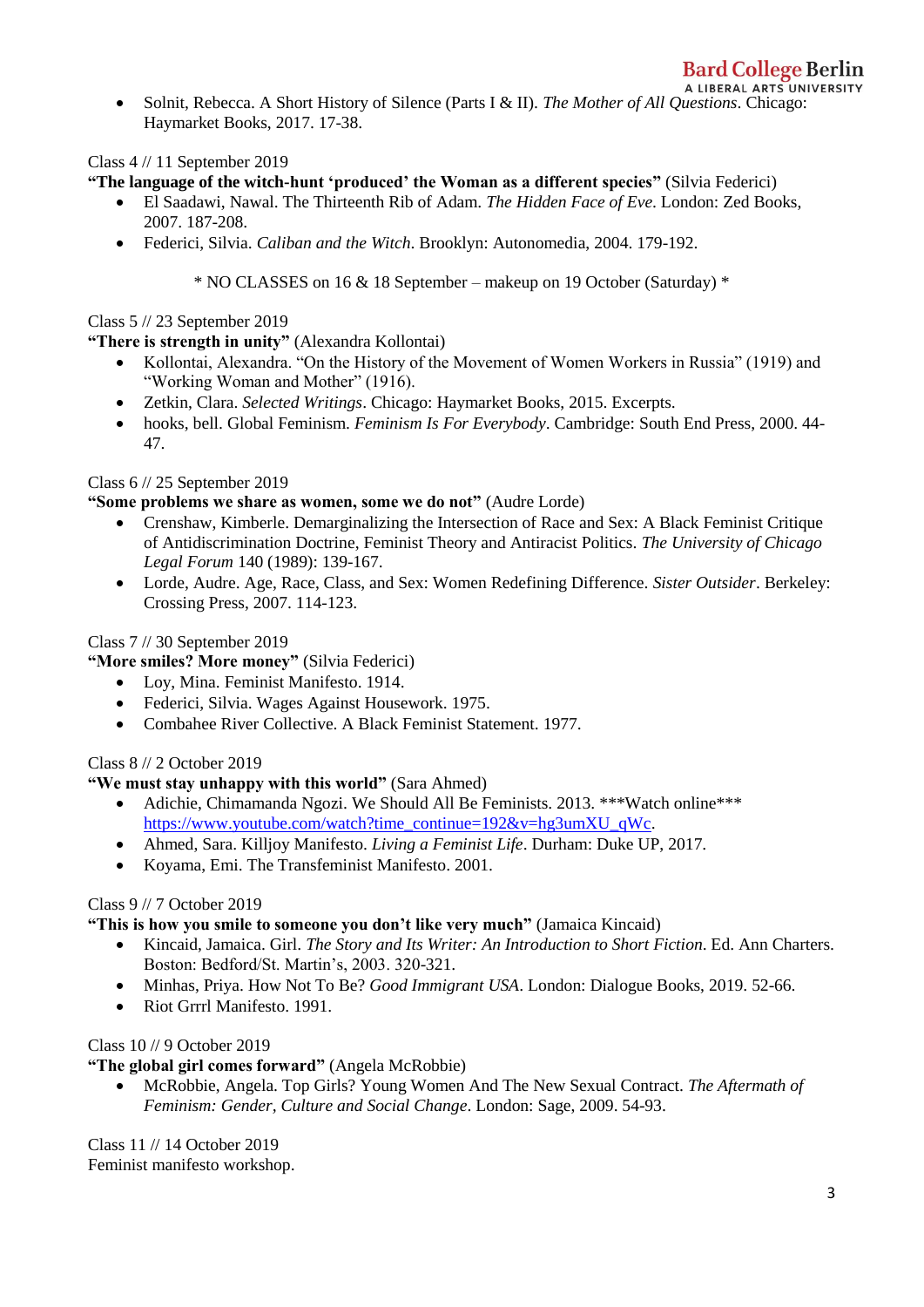- Solnit, Rebecca. A Short History of Silence (Parts I & II). *The Mother of All Questions*. Chicago: Haymarket Books, 2017. 17-38.

Class 4 // 11 September 2019
**"The language of the witch-hunt 'produced' the Woman as a different species"** (Silvia Federici)
- El Saadawi, Nawal. The Thirteenth Rib of Adam. *The Hidden Face of Eve*. London: Zed Books, 2007. 187-208.
- Federici, Silvia. *Caliban and the Witch*. Brooklyn: Autonomedia, 2004. 179-192.

\* NO CLASSES on 16 & 18 September – makeup on 19 October (Saturday) \*

Class 5 // 23 September 2019
**"There is strength in unity"** (Alexandra Kollontai)
- Kollontai, Alexandra. "On the History of the Movement of Women Workers in Russia" (1919) and "Working Woman and Mother" (1916).
- Zetkin, Clara. *Selected Writings*. Chicago: Haymarket Books, 2015. Excerpts.
- hooks, bell. Global Feminism. *Feminism Is For Everybody*. Cambridge: South End Press, 2000. 44-47.

Class 6 // 25 September 2019
**"Some problems we share as women, some we do not"** (Audre Lorde)
- Crenshaw, Kimberle. Demarginalizing the Intersection of Race and Sex: A Black Feminist Critique of Antidiscrimination Doctrine, Feminist Theory and Antiracist Politics. *The University of Chicago Legal Forum* 140 (1989): 139-167.
- Lorde, Audre. Age, Race, Class, and Sex: Women Redefining Difference. *Sister Outsider*. Berkeley: Crossing Press, 2007. 114-123.

Class 7 // 30 September 2019
**"More smiles? More money"** (Silvia Federici)
- Loy, Mina. Feminist Manifesto. 1914.
- Federici, Silvia. Wages Against Housework. 1975.
- Combahee River Collective. A Black Feminist Statement. 1977.

Class 8 // 2 October 2019
**"We must stay unhappy with this world"** (Sara Ahmed)
- Adichie, Chimamanda Ngozi. We Should All Be Feminists. 2013. ***Watch online*** [https://www.youtube.com/watch?time_continue=192&v=hg3umXU_qWc](https://www.youtube.com/watch?time_continue=192&v=hg3umXU_qWc).
- Ahmed, Sara. Killjoy Manifesto. *Living a Feminist Life*. Durham: Duke UP, 2017.
- Koyama, Emi. The Transfeminist Manifesto. 2001.

Class 9 // 7 October 2019
**"This is how you smile to someone you don't like very much"** (Jamaica Kincaid)
- Kincaid, Jamaica. Girl. *The Story and Its Writer: An Introduction to Short Fiction*. Ed. Ann Charters. Boston: Bedford/St. Martin's, 2003. 320-321.
- Minhas, Priya. How Not To Be? *Good Immigrant USA*. London: Dialogue Books, 2019. 52-66.
- Riot Grrrl Manifesto. 1991.

Class 10 // 9 October 2019
**"The global girl comes forward"** (Angela McRobbie)
- McRobbie, Angela. Top Girls? Young Women And The New Sexual Contract. *The Aftermath of Feminism: Gender, Culture and Social Change*. London: Sage, 2009. 54-93.

Class 11 // 14 October 2019
Feminist manifesto workshop.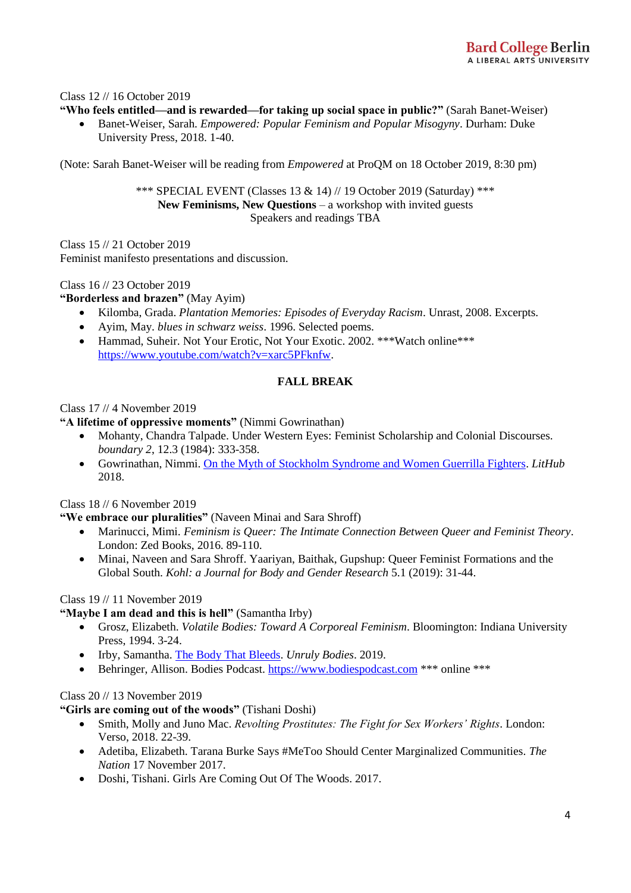Class 12 // 16 October 2019

**"Who feels entitled—and is rewarded—for taking up social space in public?"** (Sarah Banet-Weiser)

- Banet-Weiser, Sarah. *Empowered: Popular Feminism and Popular Misogyny*. Durham: Duke University Press, 2018. 1-40.

(Note: Sarah Banet-Weiser will be reading from *Empowered* at ProQM on 18 October 2019, 8:30 pm)

*** SPECIAL EVENT (Classes 13 & 14) // 19 October 2019 (Saturday) ***
**New Feminisms, New Questions** – a workshop with invited guests
Speakers and readings TBA

Class 15 // 21 October 2019

Feminist manifesto presentations and discussion.

Class 16 // 23 October 2019

**"Borderless and brazen"** (May Ayim)

- Kilomba, Grada. *Plantation Memories: Episodes of Everyday Racism*. Unrast, 2008. Excerpts.
- Ayim, May. *blues in schwarz weiss*. 1996. Selected poems.
- Hammad, Suheir. Not Your Erotic, Not Your Exotic. 2002. ***Watch online*** https://www.youtube.com/watch?v=xarc5PFknfw.

**FALL BREAK**

Class 17 // 4 November 2019

**"A lifetime of oppressive moments"** (Nimmi Gowrinathan)

- Mohanty, Chandra Talpade. Under Western Eyes: Feminist Scholarship and Colonial Discourses. *boundary 2*, 12.3 (1984): 333-358.
- Gowrinathan, Nimmi. On the Myth of Stockholm Syndrome and Women Guerrilla Fighters. *LitHub* 2018.

Class 18 // 6 November 2019

**"We embrace our pluralities"** (Naveen Minai and Sara Shroff)

- Marinucci, Mimi. *Feminism is Queer: The Intimate Connection Between Queer and Feminist Theory*. London: Zed Books, 2016. 89-110.
- Minai, Naveen and Sara Shroff. Yaariyan, Baithak, Gupshup: Queer Feminist Formations and the Global South. *Kohl: a Journal for Body and Gender Research* 5.1 (2019): 31-44.

Class 19 // 11 November 2019

**"Maybe I am dead and this is hell"** (Samantha Irby)

- Grosz, Elizabeth. *Volatile Bodies: Toward A Corporeal Feminism*. Bloomington: Indiana University Press, 1994. 3-24.
- Irby, Samantha. The Body That Bleeds. *Unruly Bodies*. 2019.
- Behringer, Allison. Bodies Podcast. https://www.bodiespodcast.com *** online ***

Class 20 // 13 November 2019

**"Girls are coming out of the woods"** (Tishani Doshi)

- Smith, Molly and Juno Mac. *Revolting Prostitutes: The Fight for Sex Workers' Rights*. London: Verso, 2018. 22-39.
- Adetiba, Elizabeth. Tarana Burke Says #MeToo Should Center Marginalized Communities. *The Nation* 17 November 2017.
- Doshi, Tishani. Girls Are Coming Out Of The Woods. 2017.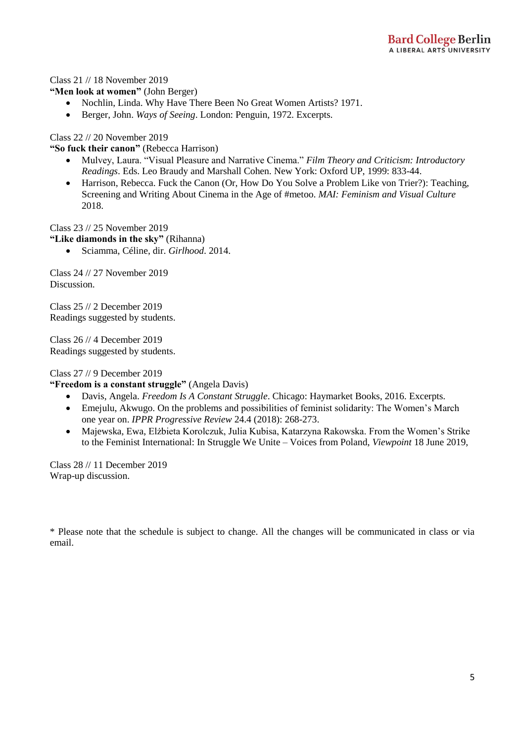Class 21 // 18 November 2019
**"Men look at women"** (John Berger)

- Nochlin, Linda. Why Have There Been No Great Women Artists? 1971.
- Berger, John. *Ways of Seeing*. London: Penguin, 1972. Excerpts.

Class 22 // 20 November 2019
**"So fuck their canon"** (Rebecca Harrison)

- Mulvey, Laura. "Visual Pleasure and Narrative Cinema." *Film Theory and Criticism: Introductory Readings*. Eds. Leo Braudy and Marshall Cohen. New York: Oxford UP, 1999: 833-44.
- Harrison, Rebecca. Fuck the Canon (Or, How Do You Solve a Problem Like von Trier?): Teaching, Screening and Writing About Cinema in the Age of #metoo. *MAI: Feminism and Visual Culture* 2018.

Class 23 // 25 November 2019
**"Like diamonds in the sky"** (Rihanna)

- Sciamma, Céline, dir. *Girlhood*. 2014.

Class 24 // 27 November 2019
Discussion.

Class 25 // 2 December 2019
Readings suggested by students.

Class 26 // 4 December 2019
Readings suggested by students.

Class 27 // 9 December 2019
**"Freedom is a constant struggle"** (Angela Davis)

- Davis, Angela. *Freedom Is A Constant Struggle*. Chicago: Haymarket Books, 2016. Excerpts.
- Emejulu, Akwugo. On the problems and possibilities of feminist solidarity: The Women's March one year on. *IPPR Progressive Review* 24.4 (2018): 268-273.
- Majewska, Ewa, Elżbieta Korolczuk, Julia Kubisa, Katarzyna Rakowska. From the Women's Strike to the Feminist International: In Struggle We Unite – Voices from Poland, *Viewpoint* 18 June 2019,

Class 28 // 11 December 2019
Wrap-up discussion.

\* Please note that the schedule is subject to change. All the changes will be communicated in class or via email.